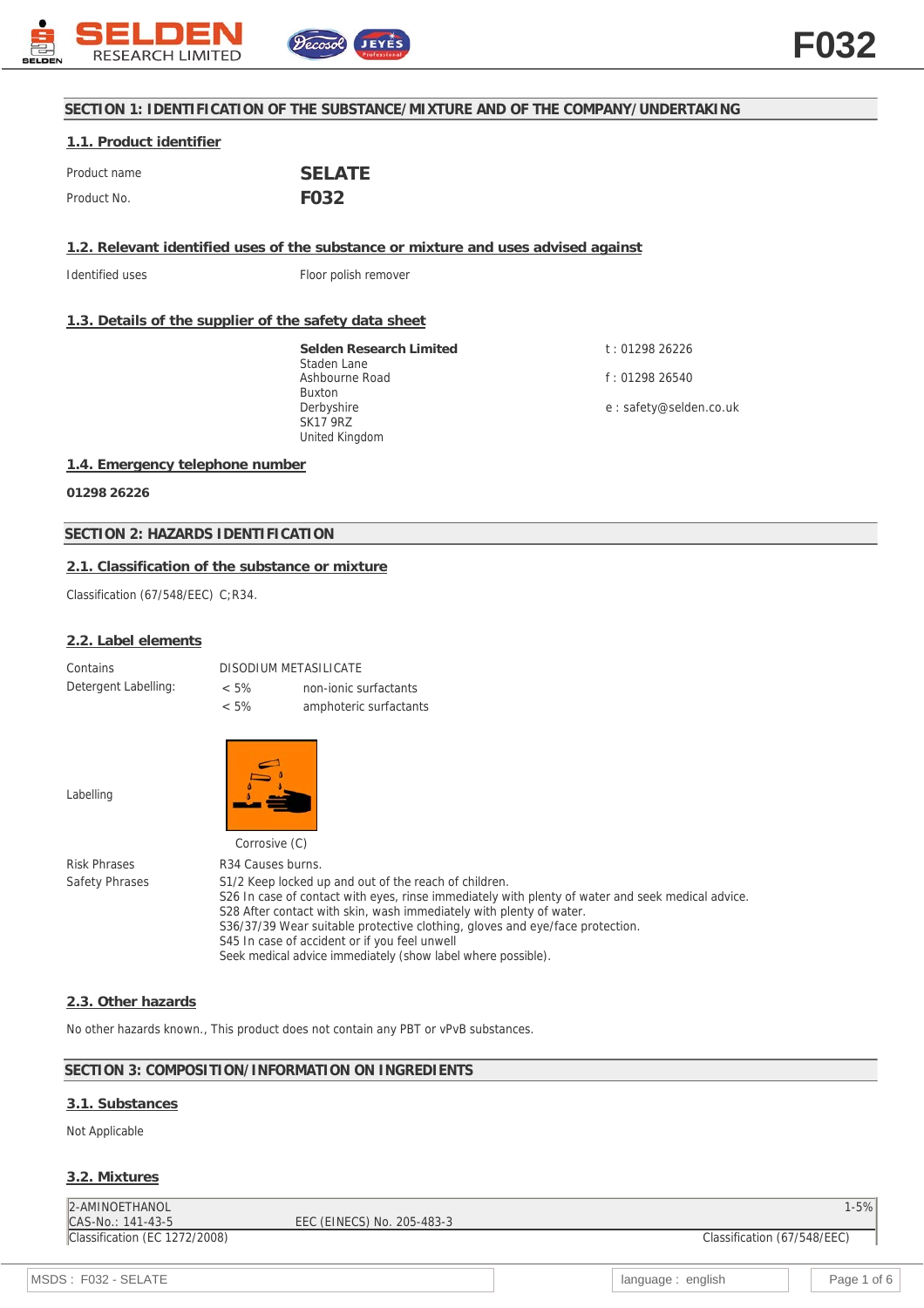## SECTION 1: IDENTIFICATION OF THE SUBSTANCE/MIXTURE AND OF THE COMPANY/UNDERTAKING

### 1.1. Product identifier

| | |
|---|---|
| Product name | **SELATE** |
| Product No. | **F032** |

### 1.2. Relevant identified uses of the substance or mixture and uses advised against

Identified uses: Floor polish remover

### 1.3. Details of the supplier of the safety data sheet

**Selden Research Limited**
Staden Lane
Ashbourne Road
Buxton
Derbyshire
SK17 9RZ
United Kingdom

t : 01298 26226
f : 01298 26540
e : safety@selden.co.uk

### 1.4. Emergency telephone number

**01298 26226**

## SECTION 2: HAZARDS IDENTIFICATION

### 2.1. Classification of the substance or mixture

Classification (67/548/EEC) C;R34.

### 2.2. Label elements

| | | |
|---|---|---|
| Contains | DISODIUM METASILICATE | |
| Detergent Labelling: | < 5% | non-ionic surfactants |
| | < 5% | amphoteric surfactants |

Labelling

Corrosive (C)

Risk Phrases: R34 Causes burns.

Safety Phrases:
S1/2 Keep locked up and out of the reach of children.
S26 In case of contact with eyes, rinse immediately with plenty of water and seek medical advice.
S28 After contact with skin, wash immediately with plenty of water.
S36/37/39 Wear suitable protective clothing, gloves and eye/face protection.
S45 In case of accident or if you feel unwell
Seek medical advice immediately (show label where possible).

### 2.3. Other hazards

No other hazards known., This product does not contain any PBT or vPvB substances.

## SECTION 3: COMPOSITION/INFORMATION ON INGREDIENTS

### 3.1. Substances

Not Applicable

### 3.2. Mixtures

| 2-AMINOETHANOL | | 1-5% |
|---|---|---|
| CAS-No.: 141-43-5 | EEC (EINECS) No. 205-483-3 | |
| Classification (EC 1272/2008) | | Classification (67/548/EEC) |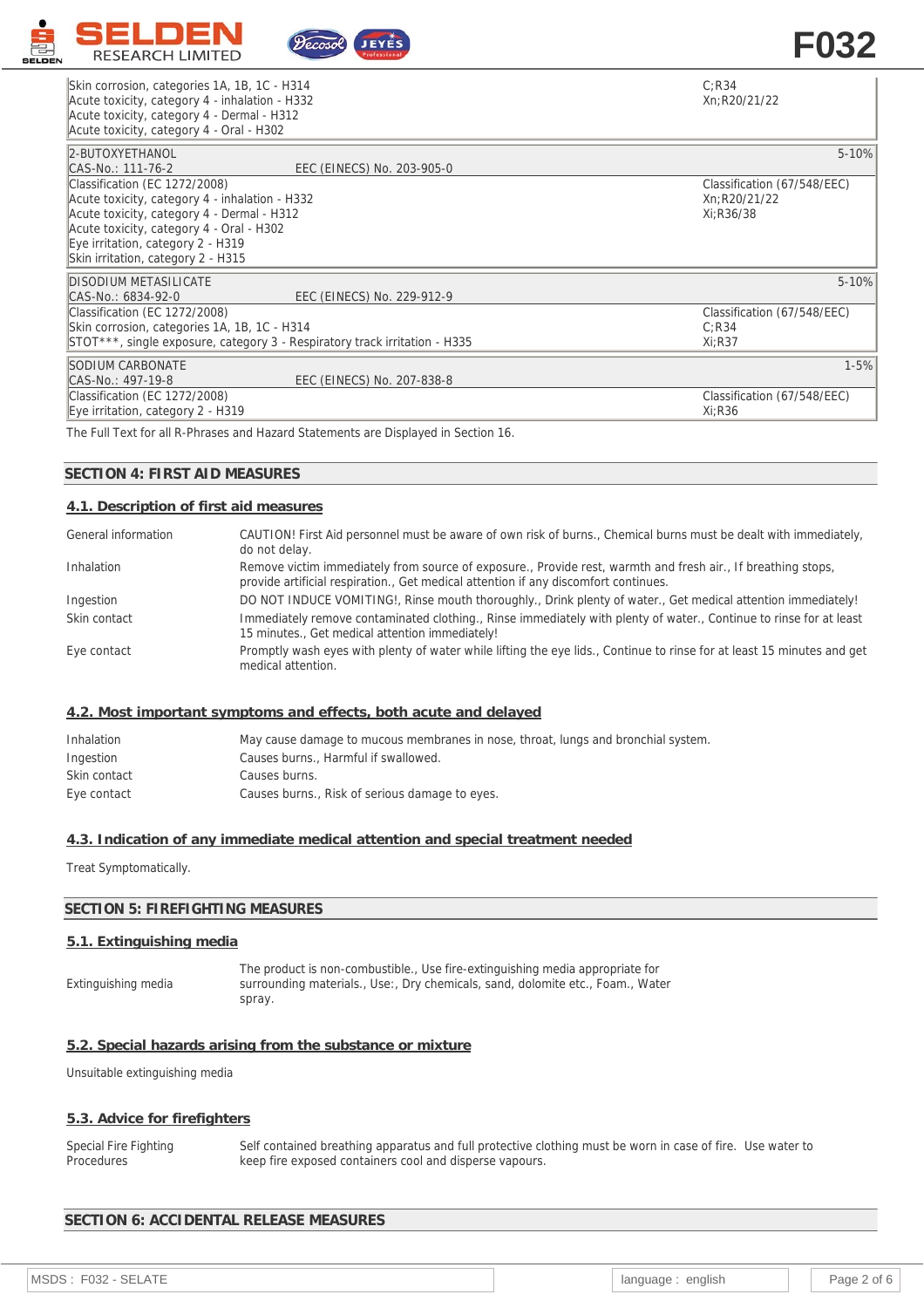| | |
|---|---|
| Skin corrosion, categories 1A, 1B, 1C - H314<br>Acute toxicity, category 4 - inhalation - H332<br>Acute toxicity, category 4 - Dermal - H312<br>Acute toxicity, category 4 - Oral - H302 | C;R34<br>Xn;R20/21/22 |

| | | |
|---|---|---|
| 2-BUTOXYETHANOL | | 5-10% |
| CAS-No.: 111-76-2 | EEC (EINECS) No. 203-905-0 | |
| Classification (EC 1272/2008)<br>Acute toxicity, category 4 - inhalation - H332<br>Acute toxicity, category 4 - Dermal - H312<br>Acute toxicity, category 4 - Oral - H302<br>Eye irritation, category 2 - H319<br>Skin irritation, category 2 - H315 | | Classification (67/548/EEC)<br>Xn;R20/21/22<br>Xi;R36/38 |

| | | |
|---|---|---|
| DISODIUM METASILICATE | | 5-10% |
| CAS-No.: 6834-92-0 | EEC (EINECS) No. 229-912-9 | |
| Classification (EC 1272/2008)<br>Skin corrosion, categories 1A, 1B, 1C - H314<br>STOT***, single exposure, category 3 - Respiratory track irritation - H335 | | Classification (67/548/EEC)<br>C;R34<br>Xi;R37 |

| | | |
|---|---|---|
| SODIUM CARBONATE | | 1-5% |
| CAS-No.: 497-19-8 | EEC (EINECS) No. 207-838-8 | |
| Classification (EC 1272/2008)<br>Eye irritation, category 2 - H319 | | Classification (67/548/EEC)<br>Xi;R36 |

The Full Text for all R-Phrases and Hazard Statements are Displayed in Section 16.

## SECTION 4: FIRST AID MEASURES

### 4.1. Description of first aid measures

| | |
|---|---|
| General information | CAUTION! First Aid personnel must be aware of own risk of burns., Chemical burns must be dealt with immediately, do not delay. |
| Inhalation | Remove victim immediately from source of exposure., Provide rest, warmth and fresh air., If breathing stops, provide artificial respiration., Get medical attention if any discomfort continues. |
| Ingestion | DO NOT INDUCE VOMITING!, Rinse mouth thoroughly., Drink plenty of water., Get medical attention immediately! |
| Skin contact | Immediately remove contaminated clothing., Rinse immediately with plenty of water., Continue to rinse for at least 15 minutes., Get medical attention immediately! |
| Eye contact | Promptly wash eyes with plenty of water while lifting the eye lids., Continue to rinse for at least 15 minutes and get medical attention. |

### 4.2. Most important symptoms and effects, both acute and delayed

| | |
|---|---|
| Inhalation | May cause damage to mucous membranes in nose, throat, lungs and bronchial system. |
| Ingestion | Causes burns., Harmful if swallowed. |
| Skin contact | Causes burns. |
| Eye contact | Causes burns., Risk of serious damage to eyes. |

### 4.3. Indication of any immediate medical attention and special treatment needed

Treat Symptomatically.

## SECTION 5: FIREFIGHTING MEASURES

### 5.1. Extinguishing media

| | |
|---|---|
| Extinguishing media | The product is non-combustible., Use fire-extinguishing media appropriate for surrounding materials., Use:, Dry chemicals, sand, dolomite etc., Foam., Water spray. |

### 5.2. Special hazards arising from the substance or mixture

Unsuitable extinguishing media

### 5.3. Advice for firefighters

| | |
|---|---|
| Special Fire Fighting Procedures | Self contained breathing apparatus and full protective clothing must be worn in case of fire. Use water to keep fire exposed containers cool and disperse vapours. |

## SECTION 6: ACCIDENTAL RELEASE MEASURES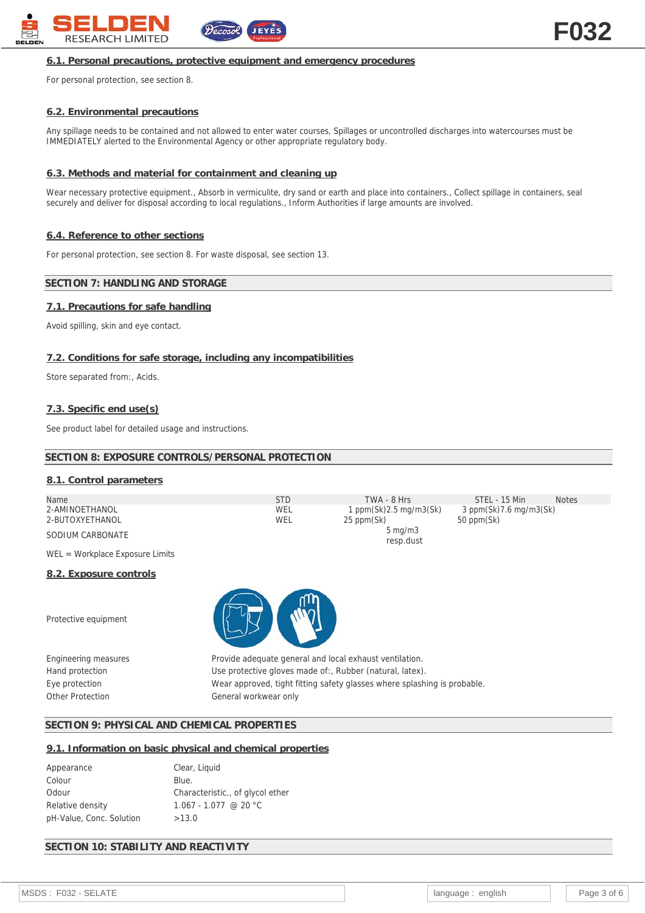### 6.1. Personal precautions, protective equipment and emergency procedures

For personal protection, see section 8.

### 6.2. Environmental precautions

Any spillage needs to be contained and not allowed to enter water courses, Spillages or uncontrolled discharges into watercourses must be IMMEDIATELY alerted to the Environmental Agency or other appropriate regulatory body.

### 6.3. Methods and material for containment and cleaning up

Wear necessary protective equipment., Absorb in vermiculite, dry sand or earth and place into containers., Collect spillage in containers, seal securely and deliver for disposal according to local regulations., Inform Authorities if large amounts are involved.

### 6.4. Reference to other sections

For personal protection, see section 8. For waste disposal, see section 13.

## SECTION 7: HANDLING AND STORAGE

### 7.1. Precautions for safe handling

Avoid spilling, skin and eye contact.

### 7.2. Conditions for safe storage, including any incompatibilities

Store separated from:, Acids.

### 7.3. Specific end use(s)

See product label for detailed usage and instructions.

## SECTION 8: EXPOSURE CONTROLS/PERSONAL PROTECTION

### 8.1. Control parameters

| Name | STD | TWA - 8 Hrs | STEL - 15 Min | Notes |
|---|---|---|---|---|
| 2-AMINOETHANOL | WEL | 1 ppm(Sk)2.5 mg/m3(Sk) | 3 ppm(Sk)7.6 mg/m3(Sk) | |
| 2-BUTOXYETHANOL | WEL | 25 ppm(Sk) | 50 ppm(Sk) | |
| SODIUM CARBONATE | | 5 mg/m3 resp.dust | | |

WEL = Workplace Exposure Limits

### 8.2. Exposure controls

Protective equipment

Engineering measures: Provide adequate general and local exhaust ventilation.

Hand protection: Use protective gloves made of:, Rubber (natural, latex).

Eye protection: Wear approved, tight fitting safety glasses where splashing is probable.

Other Protection: General workwear only

## SECTION 9: PHYSICAL AND CHEMICAL PROPERTIES

### 9.1. Information on basic physical and chemical properties

| | |
|---|---|
| Appearance | Clear, Liquid |
| Colour | Blue. |
| Odour | Characteristic., of glycol ether |
| Relative density | 1.067 - 1.077 @ 20 °C |
| pH-Value, Conc. Solution | >13.0 |

## SECTION 10: STABILITY AND REACTIVITY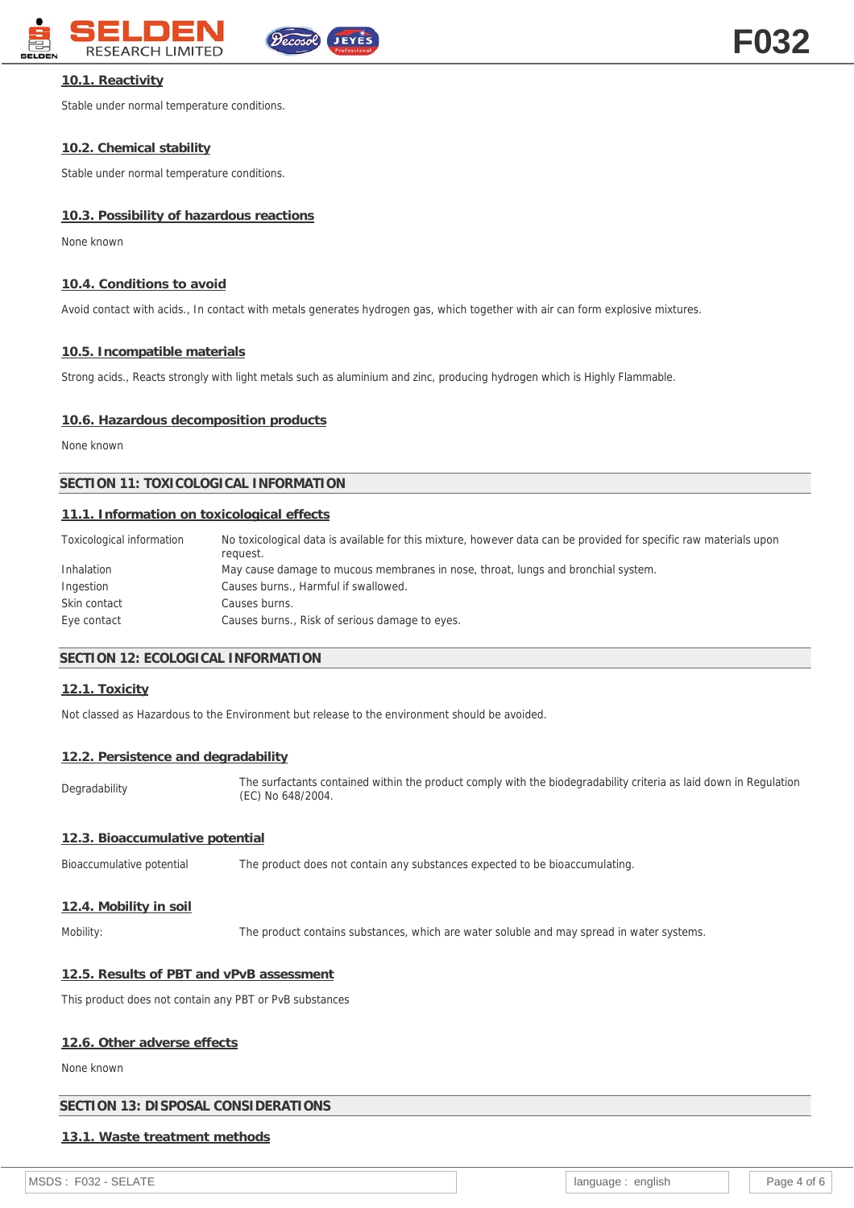### 10.1. Reactivity

Stable under normal temperature conditions.

### 10.2. Chemical stability

Stable under normal temperature conditions.

### 10.3. Possibility of hazardous reactions

None known

### 10.4. Conditions to avoid

Avoid contact with acids., In contact with metals generates hydrogen gas, which together with air can form explosive mixtures.

### 10.5. Incompatible materials

Strong acids., Reacts strongly with light metals such as aluminium and zinc, producing hydrogen which is Highly Flammable.

### 10.6. Hazardous decomposition products

None known

## SECTION 11: TOXICOLOGICAL INFORMATION

### 11.1. Information on toxicological effects

| | |
|---|---|
| Toxicological information | No toxicological data is available for this mixture, however data can be provided for specific raw materials upon request. |
| Inhalation | May cause damage to mucous membranes in nose, throat, lungs and bronchial system. |
| Ingestion | Causes burns., Harmful if swallowed. |
| Skin contact | Causes burns. |
| Eye contact | Causes burns., Risk of serious damage to eyes. |

## SECTION 12: ECOLOGICAL INFORMATION

### 12.1. Toxicity

Not classed as Hazardous to the Environment but release to the environment should be avoided.

### 12.2. Persistence and degradability

| | |
|---|---|
| Degradability | The surfactants contained within the product comply with the biodegradability criteria as laid down in Regulation (EC) No 648/2004. |

### 12.3. Bioaccumulative potential

| | |
|---|---|
| Bioaccumulative potential | The product does not contain any substances expected to be bioaccumulating. |

### 12.4. Mobility in soil

| | |
|---|---|
| Mobility: | The product contains substances, which are water soluble and may spread in water systems. |

### 12.5. Results of PBT and vPvB assessment

This product does not contain any PBT or PvB substances

### 12.6. Other adverse effects

None known

## SECTION 13: DISPOSAL CONSIDERATIONS

### 13.1. Waste treatment methods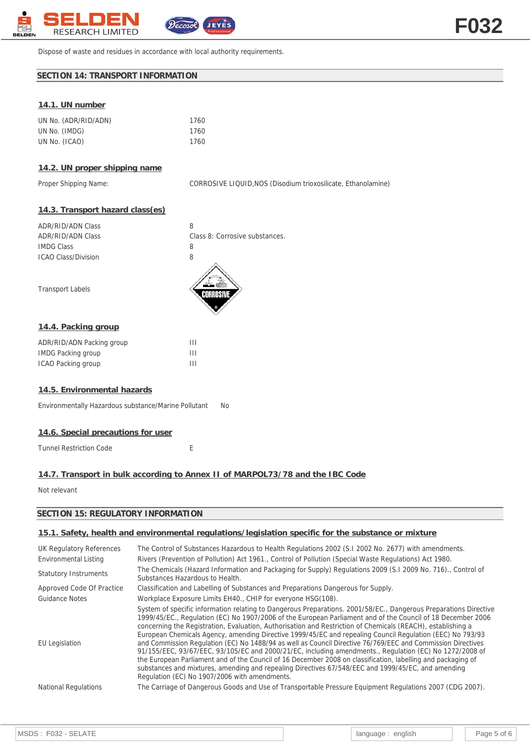Dispose of waste and residues in accordance with local authority requirements.

## SECTION 14: TRANSPORT INFORMATION

### 14.1. UN number

| | |
|---|---|
| UN No. (ADR/RID/ADN) | 1760 |
| UN No. (IMDG) | 1760 |
| UN No. (ICAO) | 1760 |

### 14.2. UN proper shipping name

| | |
|---|---|
| Proper Shipping Name: | CORROSIVE LIQUID,NOS (Disodium trioxosilicate, Ethanolamine) |

### 14.3. Transport hazard class(es)

| | |
|---|---|
| ADR/RID/ADN Class | 8 |
| ADR/RID/ADN Class | Class 8: Corrosive substances. |
| IMDG Class | 8 |
| ICAO Class/Division | 8 |

Transport Labels

### 14.4. Packing group

| | |
|---|---|
| ADR/RID/ADN Packing group | III |
| IMDG Packing group | III |
| ICAO Packing group | III |

### 14.5. Environmental hazards

Environmentally Hazardous substance/Marine Pollutant No

### 14.6. Special precautions for user

Tunnel Restriction Code E

### 14.7. Transport in bulk according to Annex II of MARPOL73/78 and the IBC Code

Not relevant

## SECTION 15: REGULATORY INFORMATION

### 15.1. Safety, health and environmental regulations/legislation specific for the substance or mixture

| | |
|---|---|
| UK Regulatory References | The Control of Substances Hazardous to Health Regulations 2002 (S.I 2002 No. 2677) with amendments. |
| Environmental Listing | Rivers (Prevention of Pollution) Act 1961., Control of Pollution (Special Waste Regulations) Act 1980. |
| Statutory Instruments | The Chemicals (Hazard Information and Packaging for Supply) Regulations 2009 (S.I 2009 No. 716)., Control of Substances Hazardous to Health. |
| Approved Code Of Practice | Classification and Labelling of Substances and Preparations Dangerous for Supply. |
| Guidance Notes | Workplace Exposure Limits EH40., CHIP for everyone HSG(108). |
| EU Legislation | System of specific information relating to Dangerous Preparations. 2001/58/EC., Dangerous Preparations Directive 1999/45/EC., Regulation (EC) No 1907/2006 of the European Parliament and of the Council of 18 December 2006 concerning the Registration, Evaluation, Authorisation and Restriction of Chemicals (REACH), establishing a European Chemicals Agency, amending Directive 1999/45/EC and repealing Council Regulation (EEC) No 793/93 and Commission Regulation (EC) No 1488/94 as well as Council Directive 76/769/EEC and Commission Directives 91/155/EEC, 93/67/EEC, 93/105/EC and 2000/21/EC, including amendments., Regulation (EC) No 1272/2008 of the European Parliament and of the Council of 16 December 2008 on classification, labelling and packaging of substances and mixtures, amending and repealing Directives 67/548/EEC and 1999/45/EC, and amending Regulation (EC) No 1907/2006 with amendments. |
| National Regulations | The Carriage of Dangerous Goods and Use of Transportable Pressure Equipment Regulations 2007 (CDG 2007). |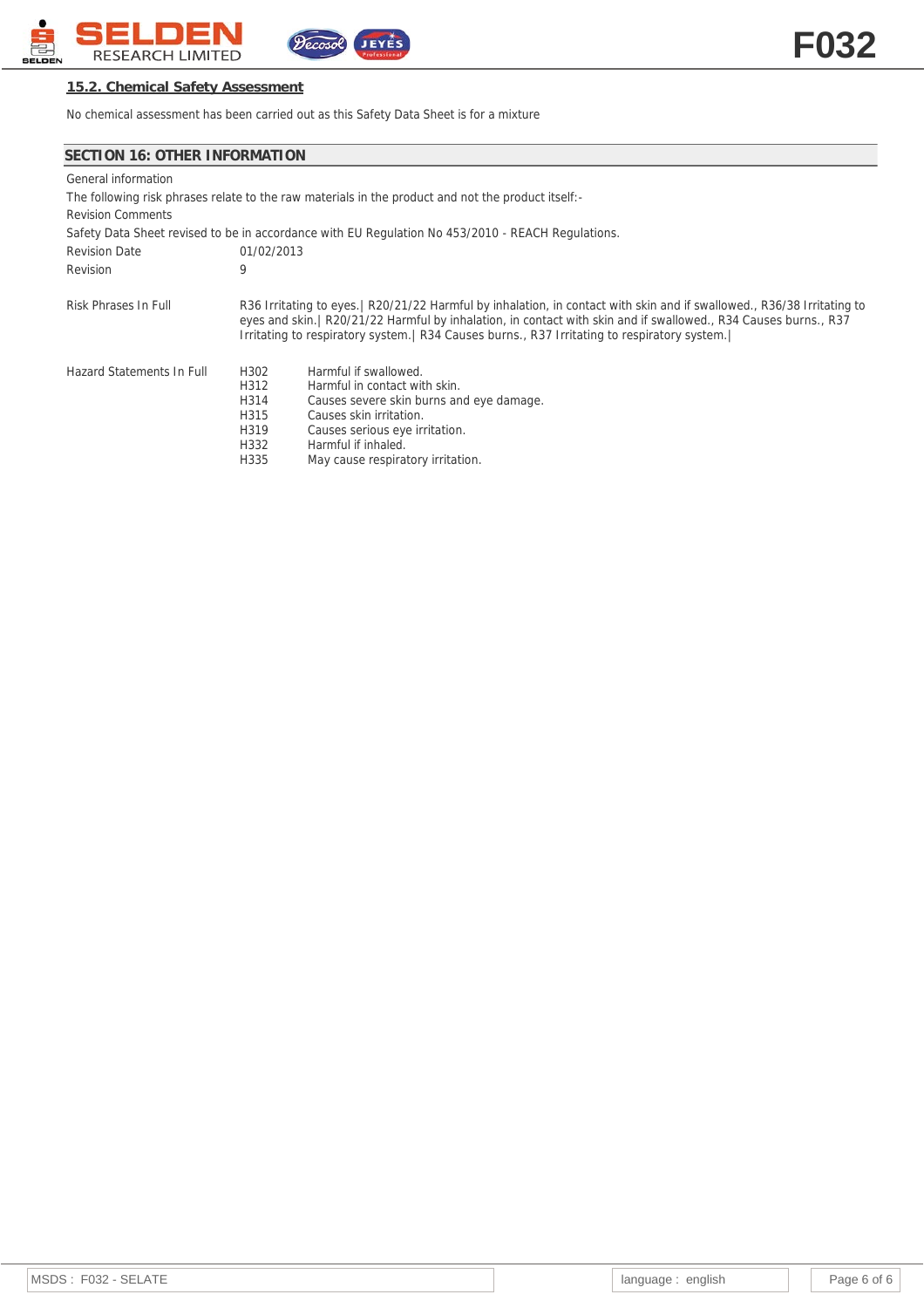### 15.2. Chemical Safety Assessment

No chemical assessment has been carried out as this Safety Data Sheet is for a mixture

## SECTION 16: OTHER INFORMATION

General information

The following risk phrases relate to the raw materials in the product and not the product itself:-

Revision Comments

Safety Data Sheet revised to be in accordance with EU Regulation No 453/2010 - REACH Regulations.

| | |
|---|---|
| Revision Date | 01/02/2013 |
| Revision | 9 |
| Risk Phrases In Full | R36 Irritating to eyes.\| R20/21/22 Harmful by inhalation, in contact with skin and if swallowed., R36/38 Irritating to eyes and skin.\| R20/21/22 Harmful by inhalation, in contact with skin and if swallowed., R34 Causes burns., R37 Irritating to respiratory system.\| R34 Causes burns., R37 Irritating to respiratory system.\| |

| | | |
|---|---|---|
| Hazard Statements In Full | H302 | Harmful if swallowed. |
| | H312 | Harmful in contact with skin. |
| | H314 | Causes severe skin burns and eye damage. |
| | H315 | Causes skin irritation. |
| | H319 | Causes serious eye irritation. |
| | H332 | Harmful if inhaled. |
| | H335 | May cause respiratory irritation. |